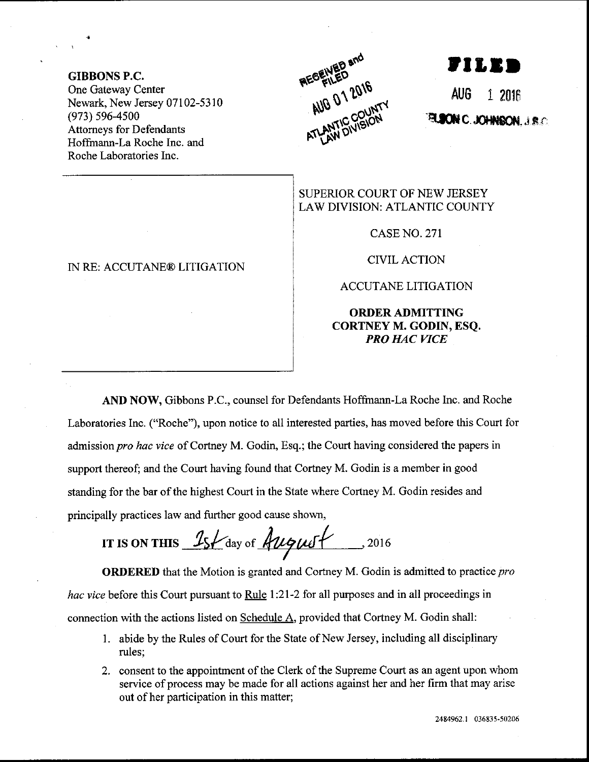**GIBBONS P.C.**
One Gateway Center
Newark, New Jersey 07102-5310
(973) 596-4500
Attorneys for Defendants
Hoffmann-La Roche Inc. and
Roche Laboratories Inc.

RECEIVED and FILED
AUG 01 2016
ATLANTIC COUNTY
LAW DIVISION

**FILED**

AUG 1 2016

NELSON C. JOHNSON, J.S.C.

IN RE: ACCUTANE® LITIGATION

SUPERIOR COURT OF NEW JERSEY
LAW DIVISION: ATLANTIC COUNTY

CASE NO. 271

CIVIL ACTION

ACCUTANE LITIGATION

**ORDER ADMITTING CORTNEY M. GODIN, ESQ. *PRO HAC VICE***

**AND NOW,** Gibbons P.C., counsel for Defendants Hoffmann-La Roche Inc. and Roche Laboratories Inc. ("Roche"), upon notice to all interested parties, has moved before this Court for admission *pro hac vice* of Cortney M. Godin, Esq.; the Court having considered the papers in support thereof; and the Court having found that Cortney M. Godin is a member in good standing for the bar of the highest Court in the State where Cortney M. Godin resides and principally practices law and further good cause shown,

**IT IS ON THIS** 1st day of August, 2016

**ORDERED** that the Motion is granted and Cortney M. Godin is admitted to practice *pro hac vice* before this Court pursuant to Rule 1:21-2 for all purposes and in all proceedings in connection with the actions listed on Schedule A, provided that Cortney M. Godin shall:

1. abide by the Rules of Court for the State of New Jersey, including all disciplinary rules;
2. consent to the appointment of the Clerk of the Supreme Court as an agent upon whom service of process may be made for all actions against her and her firm that may arise out of her participation in this matter;

2484962.1 036835-50206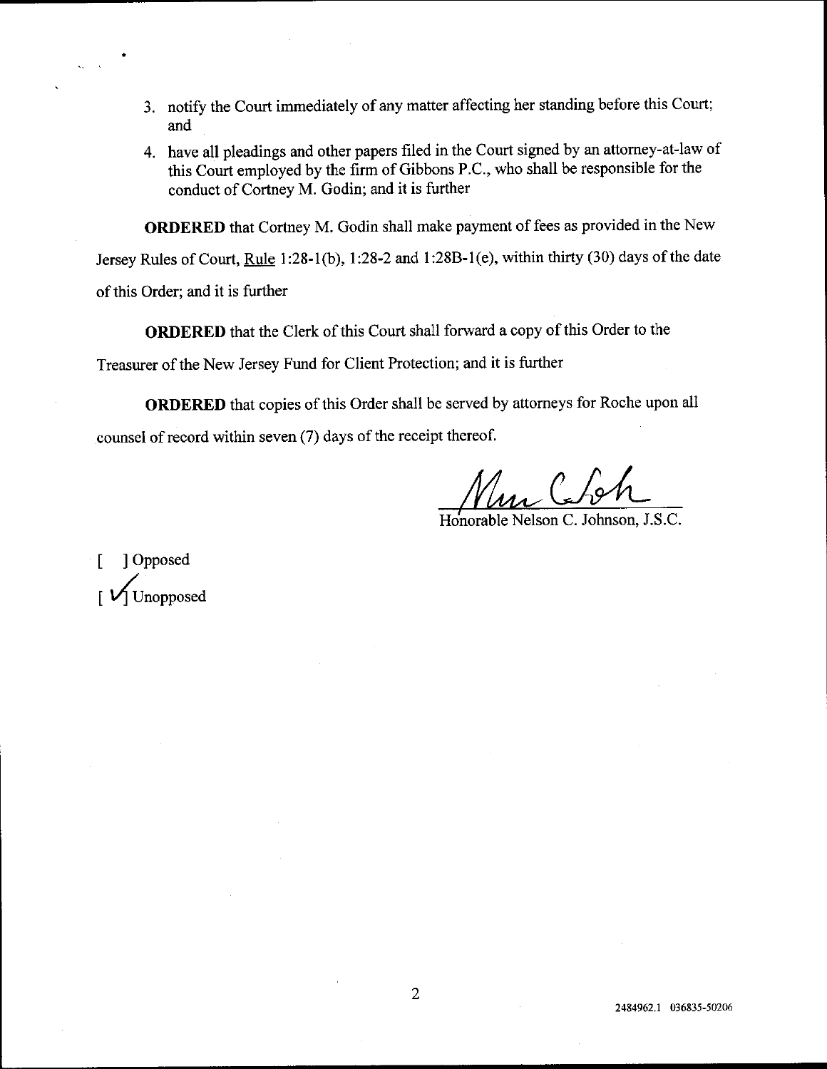3. notify the Court immediately of any matter affecting her standing before this Court; and
4. have all pleadings and other papers filed in the Court signed by an attorney-at-law of this Court employed by the firm of Gibbons P.C., who shall be responsible for the conduct of Cortney M. Godin; and it is further

**ORDERED** that Cortney M. Godin shall make payment of fees as provided in the New Jersey Rules of Court, Rule 1:28-1(b), 1:28-2 and 1:28B-1(e), within thirty (30) days of the date of this Order; and it is further

**ORDERED** that the Clerk of this Court shall forward a copy of this Order to the Treasurer of the New Jersey Fund for Client Protection; and it is further

**ORDERED** that copies of this Order shall be served by attorneys for Roche upon all counsel of record within seven (7) days of the receipt thereof.

Honorable Nelson C. Johnson, J.S.C.

[ ] Opposed

[ ✓ ] Unopposed

2484962.1 036835-50206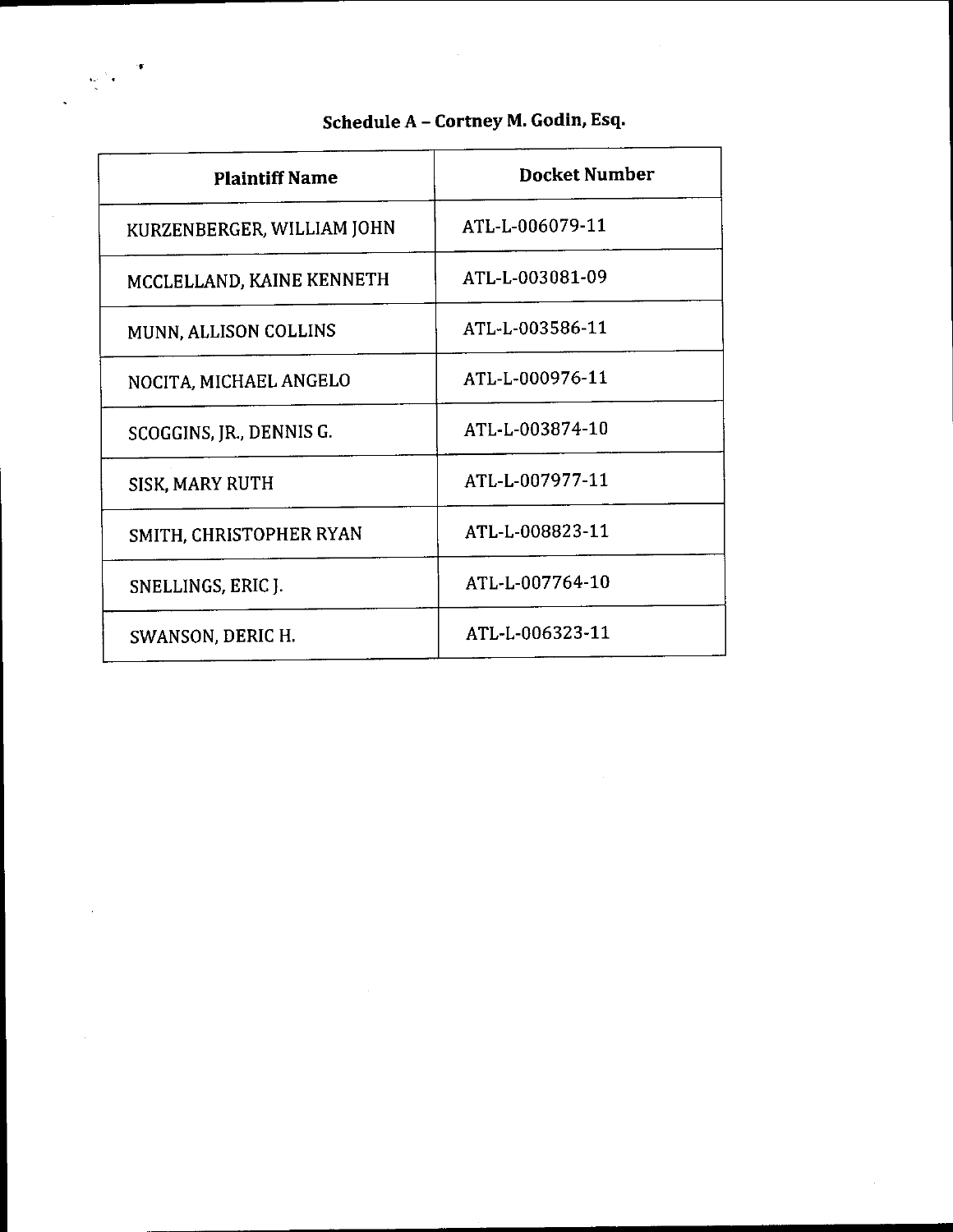## Schedule A – Cortney M. Godin, Esq.

| Plaintiff Name | Docket Number |
|---|---|
| KURZENBERGER, WILLIAM JOHN | ATL-L-006079-11 |
| MCCLELLAND, KAINE KENNETH | ATL-L-003081-09 |
| MUNN, ALLISON COLLINS | ATL-L-003586-11 |
| NOCITA, MICHAEL ANGELO | ATL-L-000976-11 |
| SCOGGINS, JR., DENNIS G. | ATL-L-003874-10 |
| SISK, MARY RUTH | ATL-L-007977-11 |
| SMITH, CHRISTOPHER RYAN | ATL-L-008823-11 |
| SNELLINGS, ERIC J. | ATL-L-007764-10 |
| SWANSON, DERIC H. | ATL-L-006323-11 |